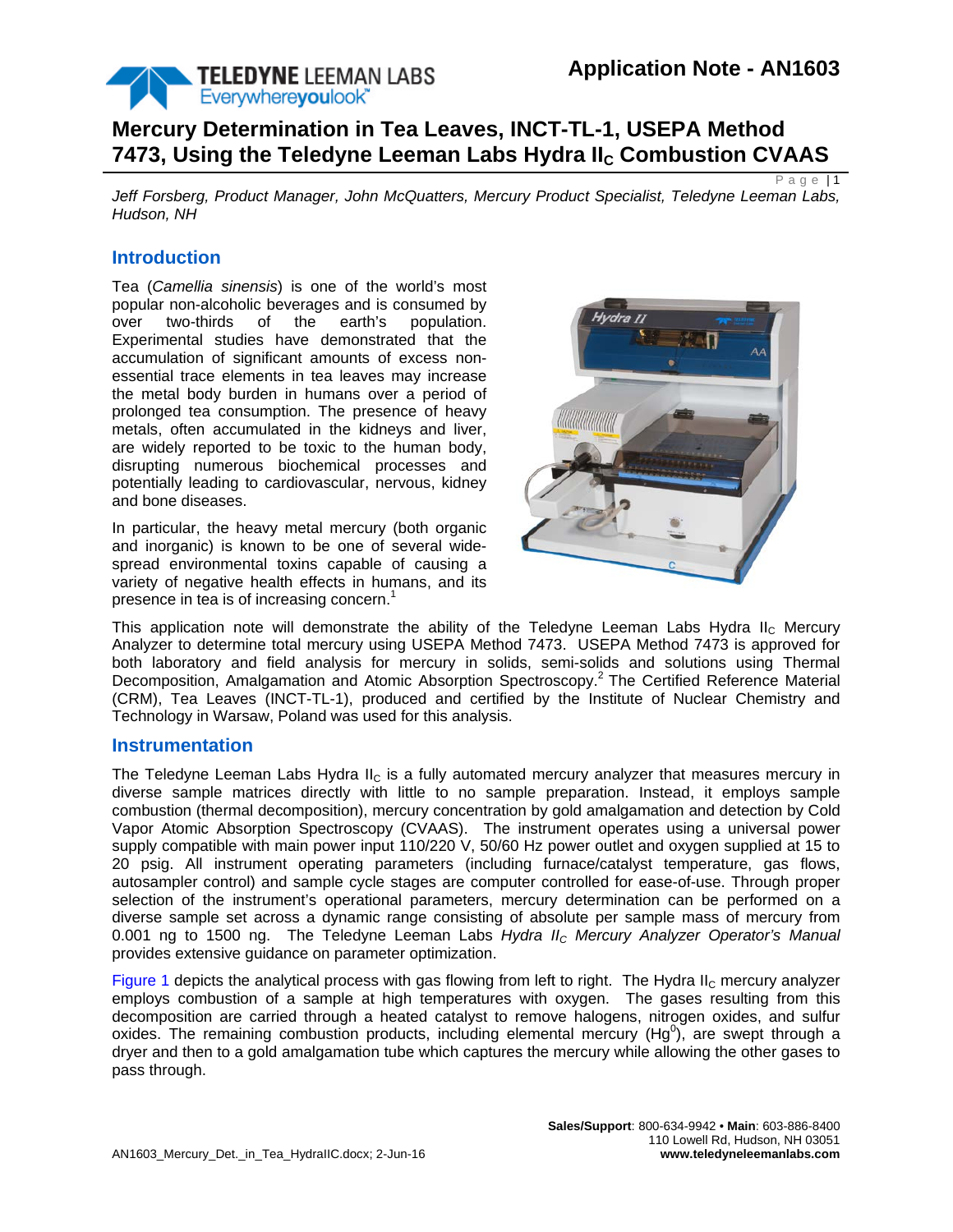# Mercury Determination in Tea Leaves, INCT-TL-1, USEPA Method 7473, Using the Teledyne Leeman Labs Hydra II$_C$ Combustion CVAAS

*Jeff Forsberg, Product Manager, John McQuatters, Mercury Product Specialist, Teledyne Leeman Labs, Hudson, NH*

## Introduction

Tea (*Camellia sinensis*) is one of the world's most popular non-alcoholic beverages and is consumed by over two-thirds of the earth's population. Experimental studies have demonstrated that the accumulation of significant amounts of excess non-essential trace elements in tea leaves may increase the metal body burden in humans over a period of prolonged tea consumption. The presence of heavy metals, often accumulated in the kidneys and liver, are widely reported to be toxic to the human body, disrupting numerous biochemical processes and potentially leading to cardiovascular, nervous, kidney and bone diseases.

In particular, the heavy metal mercury (both organic and inorganic) is known to be one of several wide-spread environmental toxins capable of causing a variety of negative health effects in humans, and its presence in tea is of increasing concern.[1]

This application note will demonstrate the ability of the Teledyne Leeman Labs Hydra II$_C$ Mercury Analyzer to determine total mercury using USEPA Method 7473. USEPA Method 7473 is approved for both laboratory and field analysis for mercury in solids, semi-solids and solutions using Thermal Decomposition, Amalgamation and Atomic Absorption Spectroscopy.[2] The Certified Reference Material (CRM), Tea Leaves (INCT-TL-1), produced and certified by the Institute of Nuclear Chemistry and Technology in Warsaw, Poland was used for this analysis.

## Instrumentation

The Teledyne Leeman Labs Hydra II$_C$ is a fully automated mercury analyzer that measures mercury in diverse sample matrices directly with little to no sample preparation. Instead, it employs sample combustion (thermal decomposition), mercury concentration by gold amalgamation and detection by Cold Vapor Atomic Absorption Spectroscopy (CVAAS). The instrument operates using a universal power supply compatible with main power input 110/220 V, 50/60 Hz power outlet and oxygen supplied at 15 to 20 psig. All instrument operating parameters (including furnace/catalyst temperature, gas flows, autosampler control) and sample cycle stages are computer controlled for ease-of-use. Through proper selection of the instrument's operational parameters, mercury determination can be performed on a diverse sample set across a dynamic range consisting of absolute per sample mass of mercury from 0.001 ng to 1500 ng. The Teledyne Leeman Labs *Hydra II$_C$ Mercury Analyzer Operator's Manual* provides extensive guidance on parameter optimization.

Figure 1 depicts the analytical process with gas flowing from left to right. The Hydra II$_C$ mercury analyzer employs combustion of a sample at high temperatures with oxygen. The gases resulting from this decomposition are carried through a heated catalyst to remove halogens, nitrogen oxides, and sulfur oxides. The remaining combustion products, including elemental mercury ($Hg^0$), are swept through a dryer and then to a gold amalgamation tube which captures the mercury while allowing the other gases to pass through.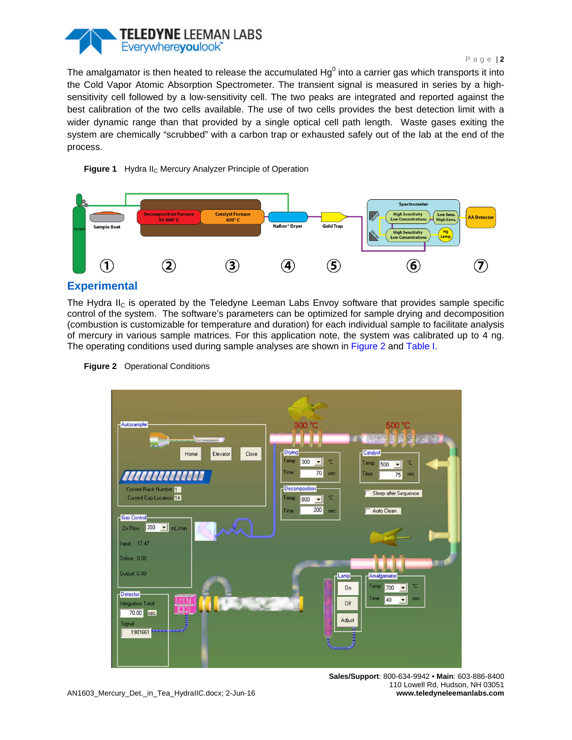The amalgamator is then heated to release the accumulated $Hg^0$ into a carrier gas which transports it into the Cold Vapor Atomic Absorption Spectrometer. The transient signal is measured in series by a high-sensitivity cell followed by a low-sensitivity cell. The two peaks are integrated and reported against the best calibration of the two cells available. The use of two cells provides the best detection limit with a wider dynamic range than that provided by a single optical cell path length. Waste gases exiting the system are chemically "scrubbed" with a carbon trap or exhausted safely out of the lab at the end of the process.

**Figure 1** Hydra $II_C$ Mercury Analyzer Principle of Operation

## Experimental

The Hydra $II_C$ is operated by the Teledyne Leeman Labs Envoy software that provides sample specific control of the system. The software's parameters can be optimized for sample drying and decomposition (combustion is customizable for temperature and duration) for each individual sample to facilitate analysis of mercury in various sample matrices. For this application note, the system was calibrated up to 4 ng. The operating conditions used during sample analyses are shown in Figure 2 and Table I.

**Figure 2** Operational Conditions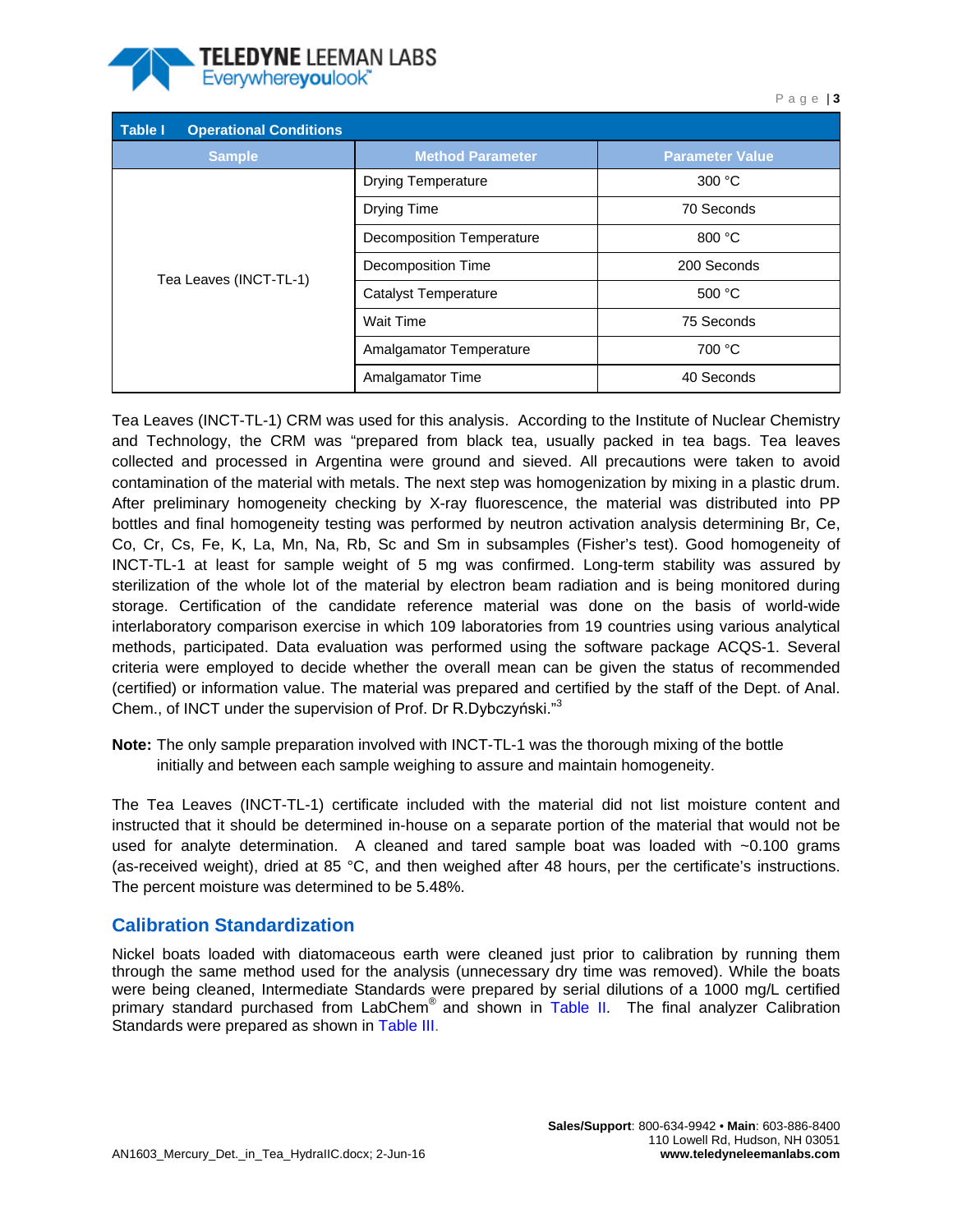**Table I Operational Conditions**

| Sample | Method Parameter | Parameter Value |
|---|---|---|
| Tea Leaves (INCT-TL-1) | Drying Temperature | 300 °C |
| | Drying Time | 70 Seconds |
| | Decomposition Temperature | 800 °C |
| | Decomposition Time | 200 Seconds |
| | Catalyst Temperature | 500 °C |
| | Wait Time | 75 Seconds |
| | Amalgamator Temperature | 700 °C |
| | Amalgamator Time | 40 Seconds |

Tea Leaves (INCT-TL-1) CRM was used for this analysis. According to the Institute of Nuclear Chemistry and Technology, the CRM was "prepared from black tea, usually packed in tea bags. Tea leaves collected and processed in Argentina were ground and sieved. All precautions were taken to avoid contamination of the material with metals. The next step was homogenization by mixing in a plastic drum. After preliminary homogeneity checking by X-ray fluorescence, the material was distributed into PP bottles and final homogeneity testing was performed by neutron activation analysis determining Br, Ce, Co, Cr, Cs, Fe, K, La, Mn, Na, Rb, Sc and Sm in subsamples (Fisher's test). Good homogeneity of INCT-TL-1 at least for sample weight of 5 mg was confirmed. Long-term stability was assured by sterilization of the whole lot of the material by electron beam radiation and is being monitored during storage. Certification of the candidate reference material was done on the basis of world-wide interlaboratory comparison exercise in which 109 laboratories from 19 countries using various analytical methods, participated. Data evaluation was performed using the software package ACQS-1. Several criteria were employed to decide whether the overall mean can be given the status of recommended (certified) or information value. The material was prepared and certified by the staff of the Dept. of Anal. Chem., of INCT under the supervision of Prof. Dr R.Dybczyński."[3]

**Note:** The only sample preparation involved with INCT-TL-1 was the thorough mixing of the bottle initially and between each sample weighing to assure and maintain homogeneity.

The Tea Leaves (INCT-TL-1) certificate included with the material did not list moisture content and instructed that it should be determined in-house on a separate portion of the material that would not be used for analyte determination. A cleaned and tared sample boat was loaded with ~0.100 grams (as-received weight), dried at 85 °C, and then weighed after 48 hours, per the certificate's instructions. The percent moisture was determined to be 5.48%.

## Calibration Standardization

Nickel boats loaded with diatomaceous earth were cleaned just prior to calibration by running them through the same method used for the analysis (unnecessary dry time was removed). While the boats were being cleaned, Intermediate Standards were prepared by serial dilutions of a 1000 mg/L certified primary standard purchased from LabChem® and shown in Table II. The final analyzer Calibration Standards were prepared as shown in Table III.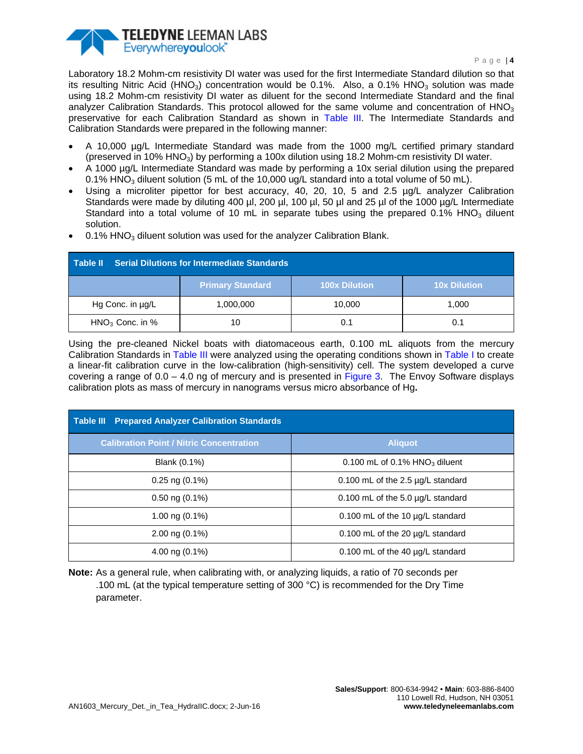Laboratory 18.2 Mohm-cm resistivity DI water was used for the first Intermediate Standard dilution so that its resulting Nitric Acid ($HNO_3$) concentration would be 0.1%. Also, a 0.1% $HNO_3$ solution was made using 18.2 Mohm-cm resistivity DI water as diluent for the second Intermediate Standard and the final analyzer Calibration Standards. This protocol allowed for the same volume and concentration of $HNO_3$ preservative for each Calibration Standard as shown in Table III. The Intermediate Standards and Calibration Standards were prepared in the following manner:

- A 10,000 µg/L Intermediate Standard was made from the 1000 mg/L certified primary standard (preserved in 10% $HNO_3$) by performing a 100x dilution using 18.2 Mohm-cm resistivity DI water.
- A 1000 µg/L Intermediate Standard was made by performing a 10x serial dilution using the prepared 0.1% $HNO_3$ diluent solution (5 mL of the 10,000 ug/L standard into a total volume of 50 mL).
- Using a microliter pipettor for best accuracy, 40, 20, 10, 5 and 2.5 µg/L analyzer Calibration Standards were made by diluting 400 µl, 200 µl, 100 µl, 50 µl and 25 µl of the 1000 µg/L Intermediate Standard into a total volume of 10 mL in separate tubes using the prepared 0.1% $HNO_3$ diluent solution.
- 0.1% $HNO_3$ diluent solution was used for the analyzer Calibration Blank.

**Table II Serial Dilutions for Intermediate Standards**

| | Primary Standard | 100x Dilution | 10x Dilution |
|---|---|---|---|
| Hg Conc. in µg/L | 1,000,000 | 10,000 | 1,000 |
| $HNO_3$ Conc. in % | 10 | 0.1 | 0.1 |

Using the pre-cleaned Nickel boats with diatomaceous earth, 0.100 mL aliquots from the mercury Calibration Standards in Table III were analyzed using the operating conditions shown in Table I to create a linear-fit calibration curve in the low-calibration (high-sensitivity) cell. The system developed a curve covering a range of 0.0 – 4.0 ng of mercury and is presented in Figure 3. The Envoy Software displays calibration plots as mass of mercury in nanograms versus micro absorbance of Hg.

**Table III Prepared Analyzer Calibration Standards**

| Calibration Point / Nitric Concentration | Aliquot |
|---|---|
| Blank (0.1%) | 0.100 mL of 0.1% $HNO_3$ diluent |
| 0.25 ng (0.1%) | 0.100 mL of the 2.5 µg/L standard |
| 0.50 ng (0.1%) | 0.100 mL of the 5.0 µg/L standard |
| 1.00 ng (0.1%) | 0.100 mL of the 10 µg/L standard |
| 2.00 ng (0.1%) | 0.100 mL of the 20 µg/L standard |
| 4.00 ng (0.1%) | 0.100 mL of the 40 µg/L standard |

**Note:** As a general rule, when calibrating with, or analyzing liquids, a ratio of 70 seconds per .100 mL (at the typical temperature setting of 300 °C) is recommended for the Dry Time parameter.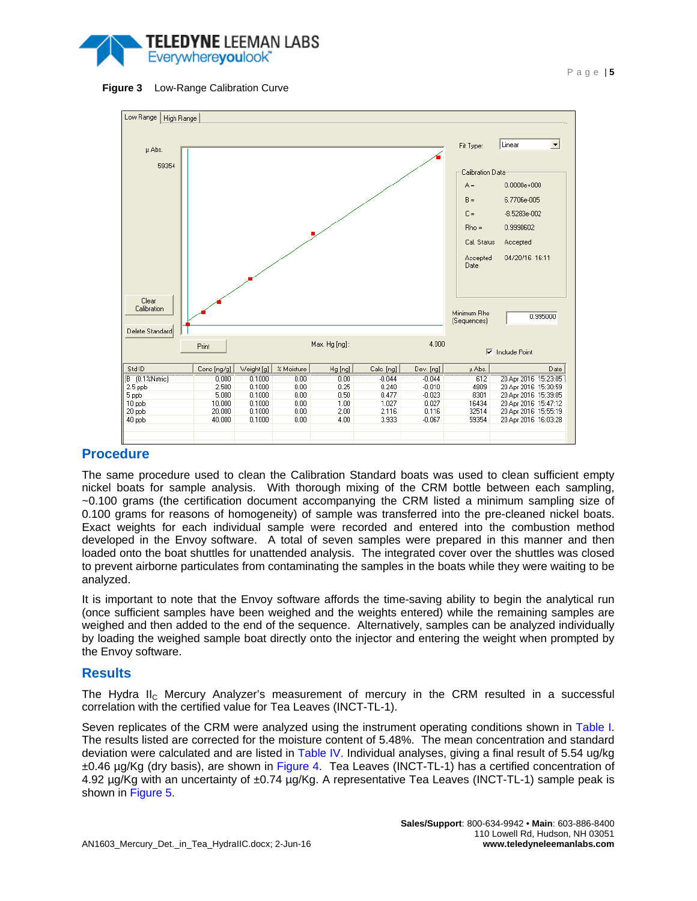**Figure 3** Low-Range Calibration Curve

| Std ID | Conc [ng/g] | Weight [g] | % Moisture | Hg [ng] | Calc. [ng] | Dev. [ng] | µ Abs. | Date |
|---|---|---|---|---|---|---|---|---|
| B (0.1%Nitric) | 0.000 | 0.1000 | 0.00 | 0.00 | -0.044 | -0.044 | 612 | 20 Apr 2016 15:23:05 |
| 2.5 ppb | 2.500 | 0.1000 | 0.00 | 0.25 | 0.240 | -0.010 | 4909 | 20 Apr 2016 15:30:59 |
| 5 ppb | 5.000 | 0.1000 | 0.00 | 0.50 | 0.477 | -0.023 | 8301 | 20 Apr 2016 15:39:05 |
| 10 ppb | 10.000 | 0.1000 | 0.00 | 1.00 | 1.027 | 0.027 | 16434 | 20 Apr 2016 15:47:12 |
| 20 ppb | 20.000 | 0.1000 | 0.00 | 2.00 | 2.116 | 0.116 | 32514 | 20 Apr 2016 15:55:19 |
| 40 ppb | 40.000 | 0.1000 | 0.00 | 4.00 | 3.933 | -0.067 | 59354 | 20 Apr 2016 16:03:28 |

Fit Type: Linear

Calibration Data

A = 0.0000e+000
B = 6.7706e-005
C = -8.5283e-002
Rho = 0.9990602
Cal. Status Accepted
Accepted Date 04/20/16 16:11

Minimum Rho (Sequences) 0.995000

Max. Hg [ng]: 4.000

## Procedure

The same procedure used to clean the Calibration Standard boats was used to clean sufficient empty nickel boats for sample analysis. With thorough mixing of the CRM bottle between each sampling, ~0.100 grams (the certification document accompanying the CRM listed a minimum sampling size of 0.100 grams for reasons of homogeneity) of sample was transferred into the pre-cleaned nickel boats. Exact weights for each individual sample were recorded and entered into the combustion method developed in the Envoy software. A total of seven samples were prepared in this manner and then loaded onto the boat shuttles for unattended analysis. The integrated cover over the shuttles was closed to prevent airborne particulates from contaminating the samples in the boats while they were waiting to be analyzed.

It is important to note that the Envoy software affords the time-saving ability to begin the analytical run (once sufficient samples have been weighed and the weights entered) while the remaining samples are weighed and then added to the end of the sequence. Alternatively, samples can be analyzed individually by loading the weighed sample boat directly onto the injector and entering the weight when prompted by the Envoy software.

## Results

The Hydra $II_C$ Mercury Analyzer's measurement of mercury in the CRM resulted in a successful correlation with the certified value for Tea Leaves (INCT-TL-1).

Seven replicates of the CRM were analyzed using the instrument operating conditions shown in Table I. The results listed are corrected for the moisture content of 5.48%. The mean concentration and standard deviation were calculated and are listed in Table IV. Individual analyses, giving a final result of 5.54 ug/kg ±0.46 µg/Kg (dry basis), are shown in Figure 4. Tea Leaves (INCT-TL-1) has a certified concentration of 4.92 µg/Kg with an uncertainty of ±0.74 µg/Kg. A representative Tea Leaves (INCT-TL-1) sample peak is shown in Figure 5.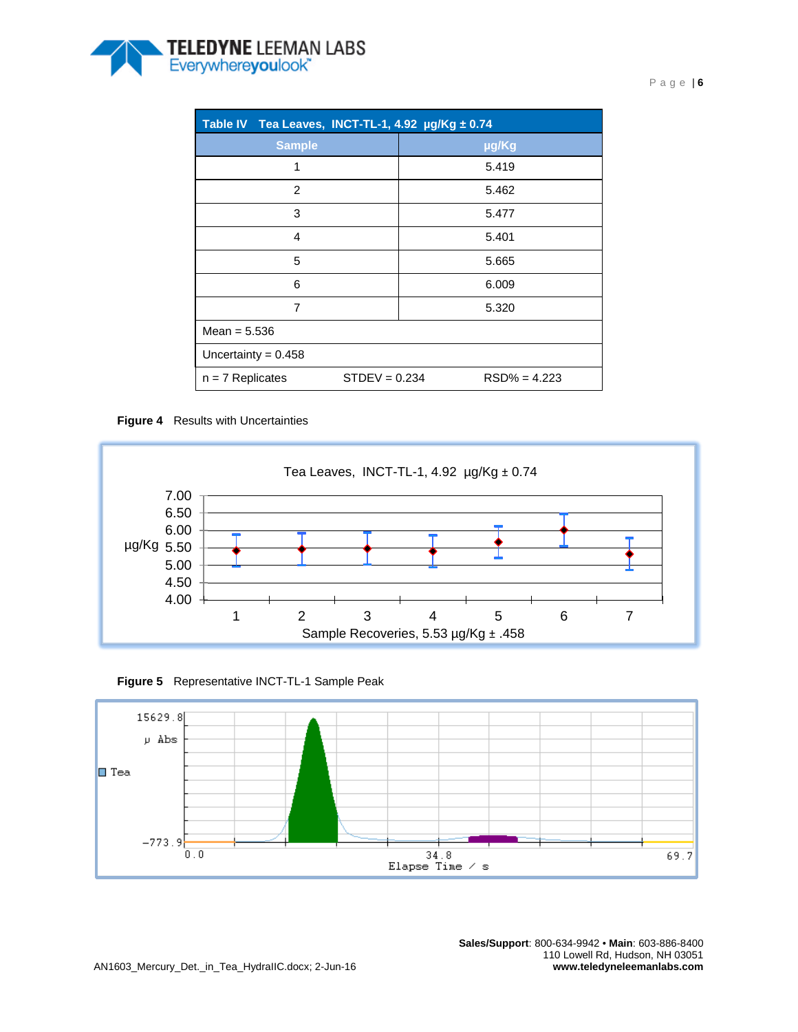| Table IV Tea Leaves, INCT-TL-1, 4.92 µg/Kg ± 0.74 | | |
|---|---|---|
| **Sample** | **µg/Kg** | |
| 1 | 5.419 | |
| 2 | 5.462 | |
| 3 | 5.477 | |
| 4 | 5.401 | |
| 5 | 5.665 | |
| 6 | 6.009 | |
| 7 | 5.320 | |
| Mean = 5.536 | | |
| Uncertainty = 0.458 | | |
| n = 7 Replicates | STDEV = 0.234 | RSD% = 4.223 |

**Figure 4** Results with Uncertainties

Tea Leaves, INCT-TL-1, 4.92 µg/Kg ± 0.74

Sample Recoveries, 5.53 µg/Kg ± .458

**Figure 5** Representative INCT-TL-1 Sample Peak

AN1603_Mercury_Det._in_Tea_HydraIIC.docx; 2-Jun-16

**Sales/Support**: 800-634-9942 • **Main**: 603-886-8400
110 Lowell Rd, Hudson, NH 03051
**www.teledyneleemanlabs.com**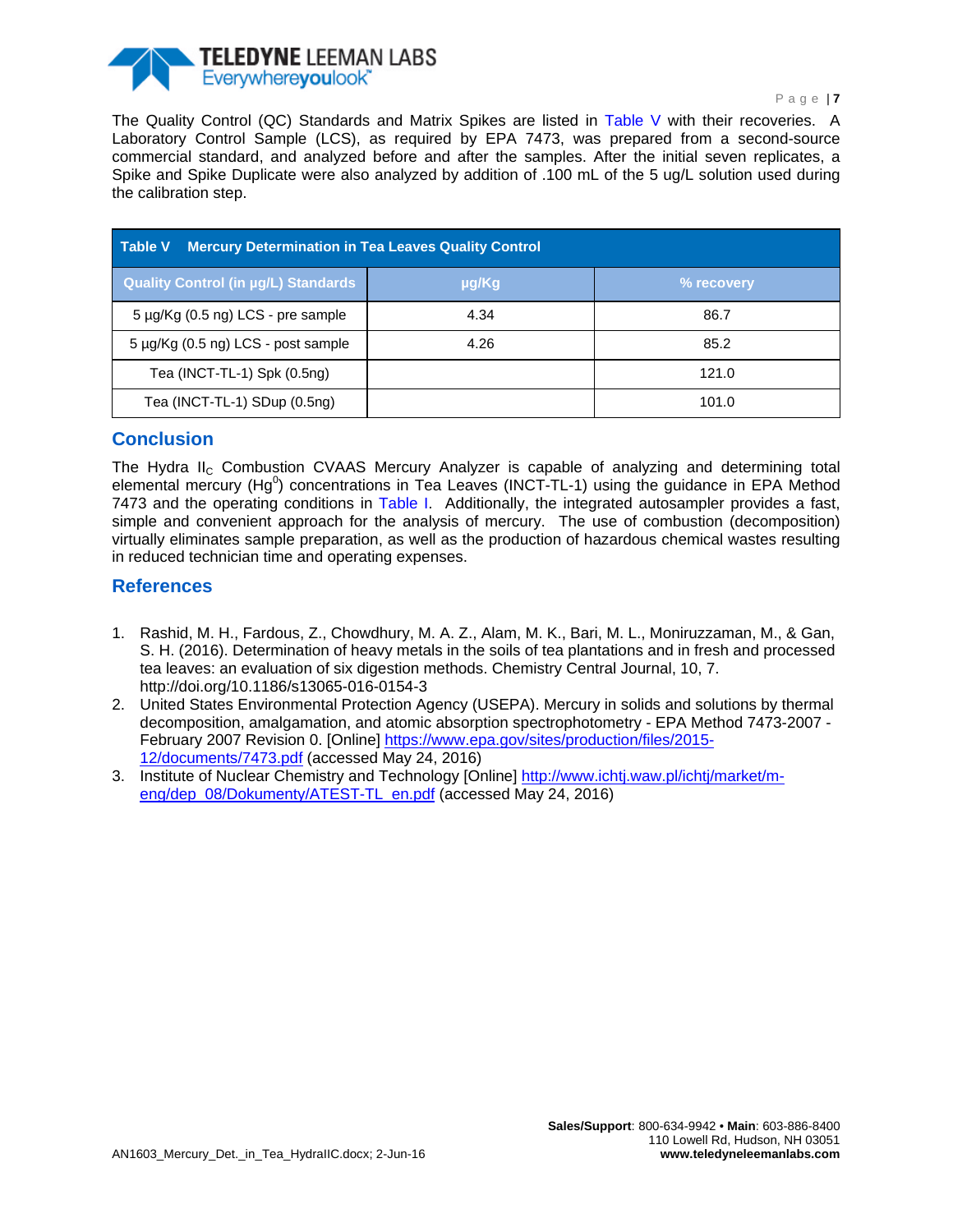The Quality Control (QC) Standards and Matrix Spikes are listed in Table V with their recoveries. A Laboratory Control Sample (LCS), as required by EPA 7473, was prepared from a second-source commercial standard, and analyzed before and after the samples. After the initial seven replicates, a Spike and Spike Duplicate were also analyzed by addition of .100 mL of the 5 ug/L solution used during the calibration step.

| Table V Mercury Determination in Tea Leaves Quality Control | | |
|---|---|---|
| **Quality Control (in µg/L) Standards** | **µg/Kg** | **% recovery** |
| 5 µg/Kg (0.5 ng) LCS - pre sample | 4.34 | 86.7 |
| 5 µg/Kg (0.5 ng) LCS - post sample | 4.26 | 85.2 |
| Tea (INCT-TL-1) Spk (0.5ng) | | 121.0 |
| Tea (INCT-TL-1) SDup (0.5ng) | | 101.0 |

## Conclusion

The Hydra $II_C$ Combustion CVAAS Mercury Analyzer is capable of analyzing and determining total elemental mercury ($Hg^0$) concentrations in Tea Leaves (INCT-TL-1) using the guidance in EPA Method 7473 and the operating conditions in Table I. Additionally, the integrated autosampler provides a fast, simple and convenient approach for the analysis of mercury. The use of combustion (decomposition) virtually eliminates sample preparation, as well as the production of hazardous chemical wastes resulting in reduced technician time and operating expenses.

## References

1. Rashid, M. H., Fardous, Z., Chowdhury, M. A. Z., Alam, M. K., Bari, M. L., Moniruzzaman, M., & Gan, S. H. (2016). Determination of heavy metals in the soils of tea plantations and in fresh and processed tea leaves: an evaluation of six digestion methods. Chemistry Central Journal, 10, 7. http://doi.org/10.1186/s13065-016-0154-3
2. United States Environmental Protection Agency (USEPA). Mercury in solids and solutions by thermal decomposition, amalgamation, and atomic absorption spectrophotometry - EPA Method 7473-2007 - February 2007 Revision 0. [Online] https://www.epa.gov/sites/production/files/2015-12/documents/7473.pdf (accessed May 24, 2016)
3. Institute of Nuclear Chemistry and Technology [Online] http://www.ichtj.waw.pl/ichtj/market/m-eng/dep_08/Dokumenty/ATEST-TL_en.pdf (accessed May 24, 2016)